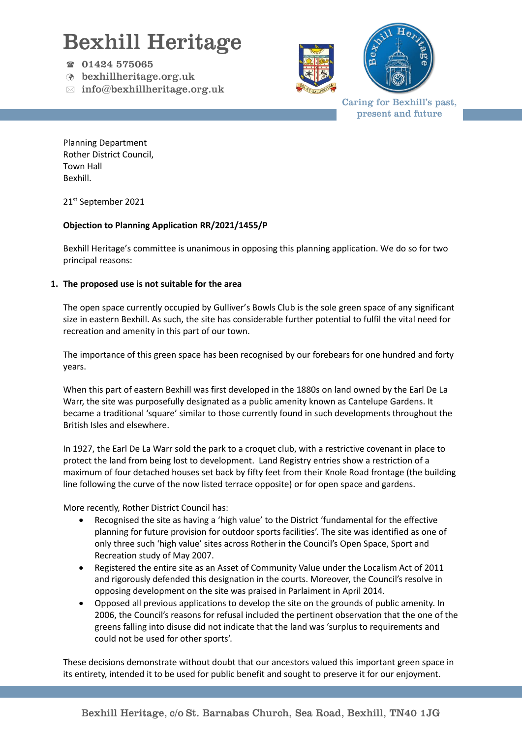# Bexhill Heritage

☎ 01424 575065
bexhillheritage.org.uk
✉ info@bexhillheritage.org.uk

Caring for Bexhill's past, present and future

Planning Department
Rother District Council,
Town Hall
Bexhill.

21st September 2021

**Objection to Planning Application RR/2021/1455/P**

Bexhill Heritage's committee is unanimous in opposing this planning application. We do so for two principal reasons:

1. **The proposed use is not suitable for the area**

The open space currently occupied by Gulliver's Bowls Club is the sole green space of any significant size in eastern Bexhill. As such, the site has considerable further potential to fulfil the vital need for recreation and amenity in this part of our town.

The importance of this green space has been recognised by our forebears for one hundred and forty years.

When this part of eastern Bexhill was first developed in the 1880s on land owned by the Earl De La Warr, the site was purposefully designated as a public amenity known as Cantelupe Gardens. It became a traditional 'square' similar to those currently found in such developments throughout the British Isles and elsewhere.

In 1927, the Earl De La Warr sold the park to a croquet club, with a restrictive covenant in place to protect the land from being lost to development. Land Registry entries show a restriction of a maximum of four detached houses set back by fifty feet from their Knole Road frontage (the building line following the curve of the now listed terrace opposite) or for open space and gardens.

More recently, Rother District Council has:

- Recognised the site as having a 'high value' to the District 'fundamental for the effective planning for future provision for outdoor sports facilities'. The site was identified as one of only three such 'high value' sites across Rother in the Council's Open Space, Sport and Recreation study of May 2007.
- Registered the entire site as an Asset of Community Value under the Localism Act of 2011 and rigorously defended this designation in the courts. Moreover, the Council's resolve in opposing development on the site was praised in Parliament in April 2014.
- Opposed all previous applications to develop the site on the grounds of public amenity. In 2006, the Council's reasons for refusal included the pertinent observation that the one of the greens falling into disuse did not indicate that the land was 'surplus to requirements and could not be used for other sports'.

These decisions demonstrate without doubt that our ancestors valued this important green space in its entirety, intended it to be used for public benefit and sought to preserve it for our enjoyment.

Bexhill Heritage, c/o St. Barnabas Church, Sea Road, Bexhill, TN40 1JG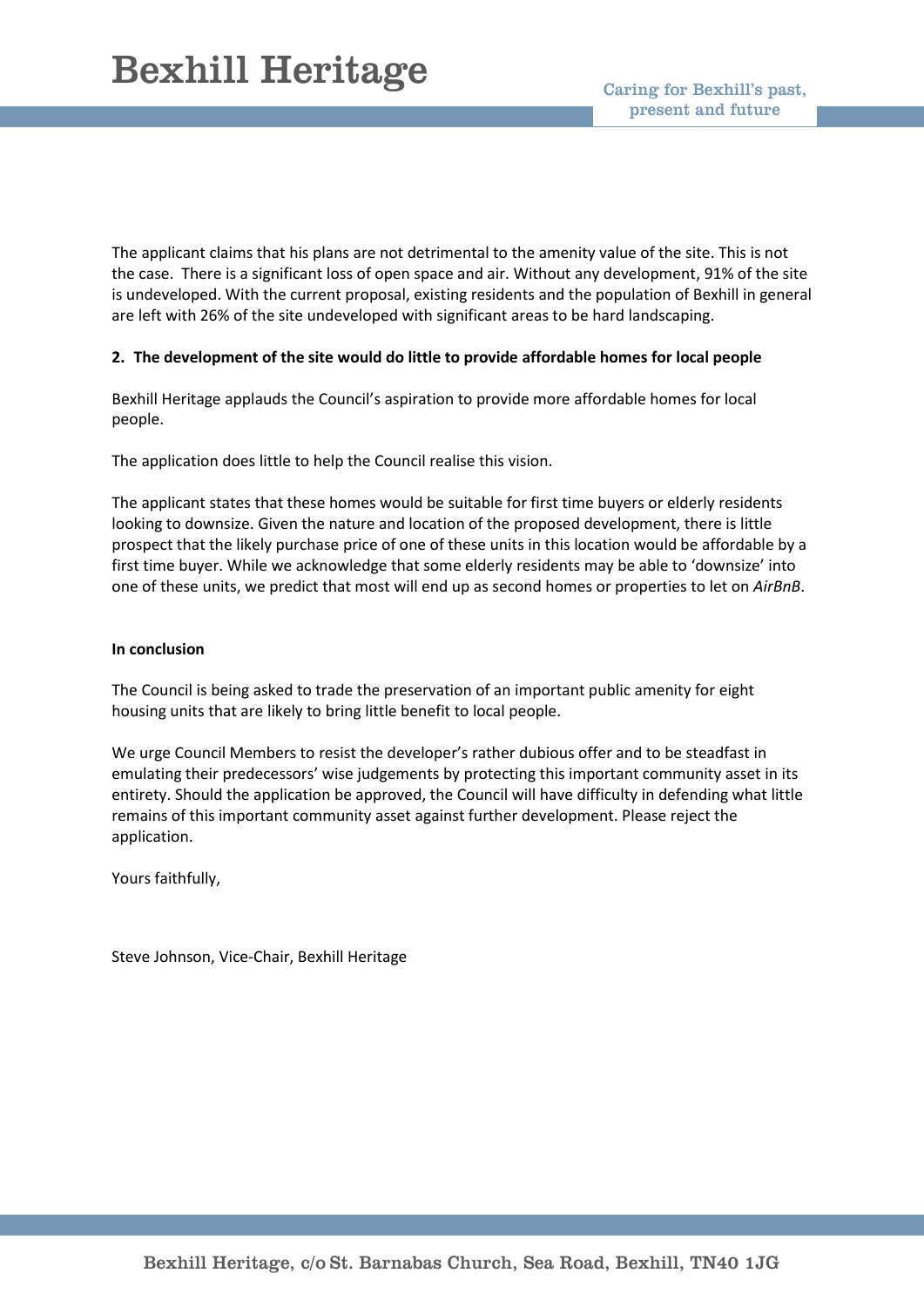The applicant claims that his plans are not detrimental to the amenity value of the site. This is not the case. There is a significant loss of open space and air. Without any development, 91% of the site is undeveloped. With the current proposal, existing residents and the population of Bexhill in general are left with 26% of the site undeveloped with significant areas to be hard landscaping.

**2. The development of the site would do little to provide affordable homes for local people**

Bexhill Heritage applauds the Council's aspiration to provide more affordable homes for local people.

The application does little to help the Council realise this vision.

The applicant states that these homes would be suitable for first time buyers or elderly residents looking to downsize. Given the nature and location of the proposed development, there is little prospect that the likely purchase price of one of these units in this location would be affordable by a first time buyer. While we acknowledge that some elderly residents may be able to 'downsize' into one of these units, we predict that most will end up as second homes or properties to let on *AirBnB*.

**In conclusion**

The Council is being asked to trade the preservation of an important public amenity for eight housing units that are likely to bring little benefit to local people.

We urge Council Members to resist the developer's rather dubious offer and to be steadfast in emulating their predecessors' wise judgements by protecting this important community asset in its entirety. Should the application be approved, the Council will have difficulty in defending what little remains of this important community asset against further development. Please reject the application.

Yours faithfully,

Steve Johnson, Vice-Chair, Bexhill Heritage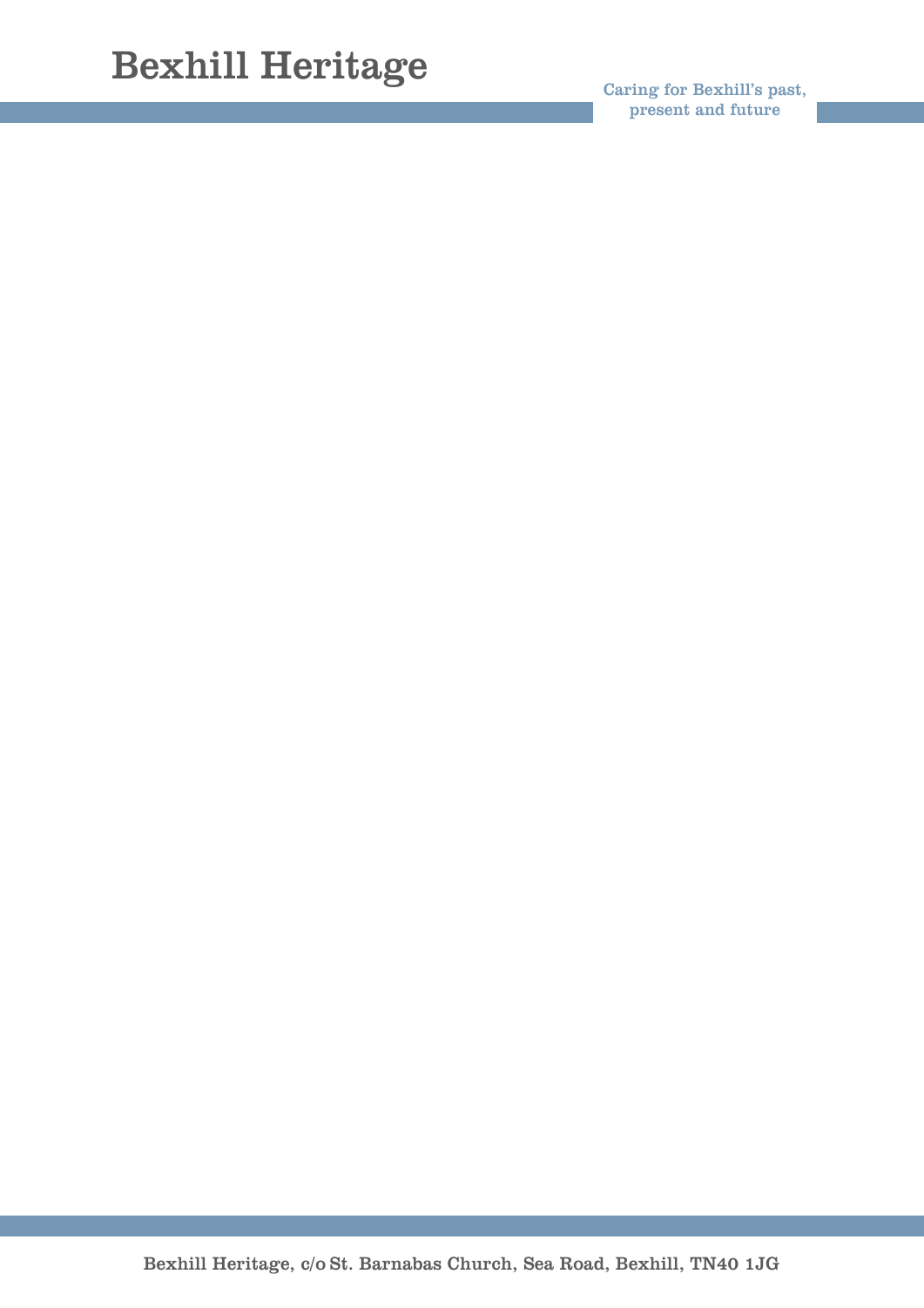# Bexhill Heritage

Caring for Bexhill's past, present and future

Bexhill Heritage, c/o St. Barnabas Church, Sea Road, Bexhill, TN40 1JG